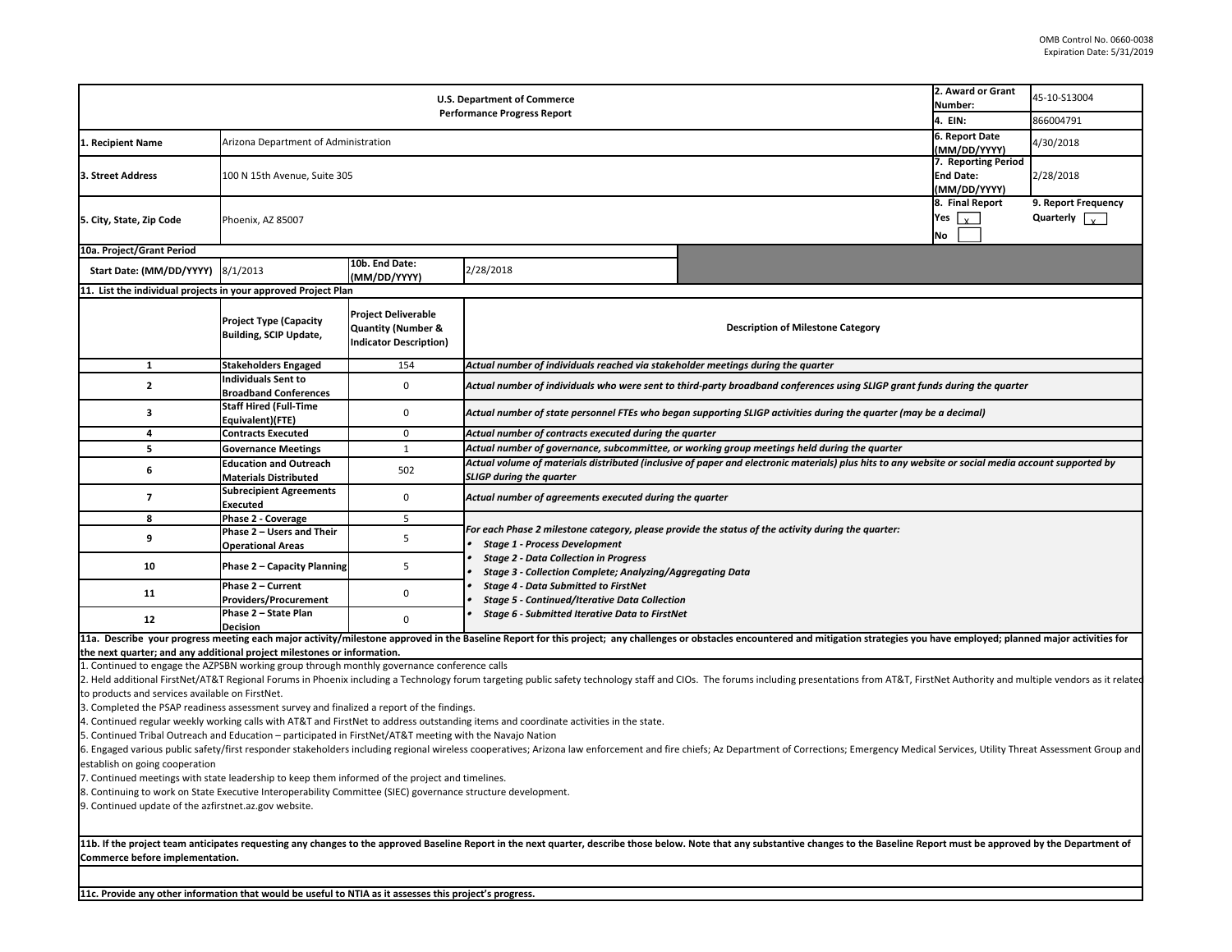OMB Control No. 0660-0038
Expiration Date: 5/31/2019

| U.S. Department of Commerce<br>Performance Progress Report | | | | 2. Award or Grant Number: | 45-10-S13004 |
|---|---|---|---|---|---|
| | | | | 4. EIN: | 866004791 |
| 1. Recipient Name | Arizona Department of Administration | | | 6. Report Date (MM/DD/YYYY) | 4/30/2018 |
| 3. Street Address | 100 N 15th Avenue, Suite 305 | | | 7. Reporting Period End Date: (MM/DD/YYYY) | 2/28/2018 |
| 5. City, State, Zip Code | Phoenix, AZ 85007 | | | 8. Final Report<br>Yes [x]<br>No [ ] | 9. Report Frequency<br>Quarterly [x] |
| 10a. Project/Grant Period | | | | | |
| Start Date: (MM/DD/YYYY) | 8/1/2013 | 10b. End Date: (MM/DD/YYYY) | 2/28/2018 | | |

**11. List the individual projects in your approved Project Plan**

| | Project Type (Capacity Building, SCIP Update, | Project Deliverable Quantity (Number & Indicator Description) | Description of Milestone Category |
|---|---|---|---|
| 1 | Stakeholders Engaged | 154 | *Actual number of individuals reached via stakeholder meetings during the quarter* |
| 2 | Individuals Sent to Broadband Conferences | 0 | *Actual number of individuals who were sent to third-party broadband conferences using SLIGP grant funds during the quarter* |
| 3 | Staff Hired (Full-Time Equivalent)(FTE) | 0 | *Actual number of state personnel FTEs who began supporting SLIGP activities during the quarter (may be a decimal)* |
| 4 | Contracts Executed | 0 | *Actual number of contracts executed during the quarter* |
| 5 | Governance Meetings | 1 | *Actual number of governance, subcommittee, or working group meetings held during the quarter* |
| 6 | Education and Outreach Materials Distributed | 502 | *Actual volume of materials distributed (inclusive of paper and electronic materials) plus hits to any website or social media account supported by SLIGP during the quarter* |
| 7 | Subrecipient Agreements Executed | 0 | *Actual number of agreements executed during the quarter* |
| 8 | Phase 2 - Coverage | 5 | *For each Phase 2 milestone category, please provide the status of the activity during the quarter:*<br>• *Stage 1 - Process Development*<br>• *Stage 2 - Data Collection in Progress*<br>• *Stage 3 - Collection Complete; Analyzing/Aggregating Data*<br>• *Stage 4 - Data Submitted to FirstNet*<br>• *Stage 5 - Continued/Iterative Data Collection*<br>• *Stage 6 - Submitted Iterative Data to FirstNet* |
| 9 | Phase 2 – Users and Their Operational Areas | 5 | |
| 10 | Phase 2 – Capacity Planning | 5 | |
| 11 | Phase 2 – Current Providers/Procurement | 0 | |
| 12 | Phase 2 – State Plan Decision | 0 | |

**11a. Describe your progress meeting each major activity/milestone approved in the Baseline Report for this project; any challenges or obstacles encountered and mitigation strategies you have employed; planned major activities for the next quarter; and any additional project milestones or information.**

1. Continued to engage the AZPSBN working group through monthly governance conference calls
2. Held additional FirstNet/AT&T Regional Forums in Phoenix including a Technology forum targeting public safety technology staff and CIOs. The forums including presentations from AT&T, FirstNet Authority and multiple vendors as it related to products and services available on FirstNet.
3. Completed the PSAP readiness assessment survey and finalized a report of the findings.
4. Continued regular weekly working calls with AT&T and FirstNet to address outstanding items and coordinate activities in the state.
5. Continued Tribal Outreach and Education – participated in FirstNet/AT&T meeting with the Navajo Nation
6. Engaged various public safety/first responder stakeholders including regional wireless cooperatives; Arizona law enforcement and fire chiefs; Az Department of Corrections; Emergency Medical Services, Utility Threat Assessment Group and establish on going cooperation
7. Continued meetings with state leadership to keep them informed of the project and timelines.
8. Continuing to work on State Executive Interoperability Committee (SIEC) governance structure development.
9. Continued update of the azfirstnet.az.gov website.

**11b. If the project team anticipates requesting any changes to the approved Baseline Report in the next quarter, describe those below. Note that any substantive changes to the Baseline Report must be approved by the Department of Commerce before implementation.**

**11c. Provide any other information that would be useful to NTIA as it assesses this project's progress.**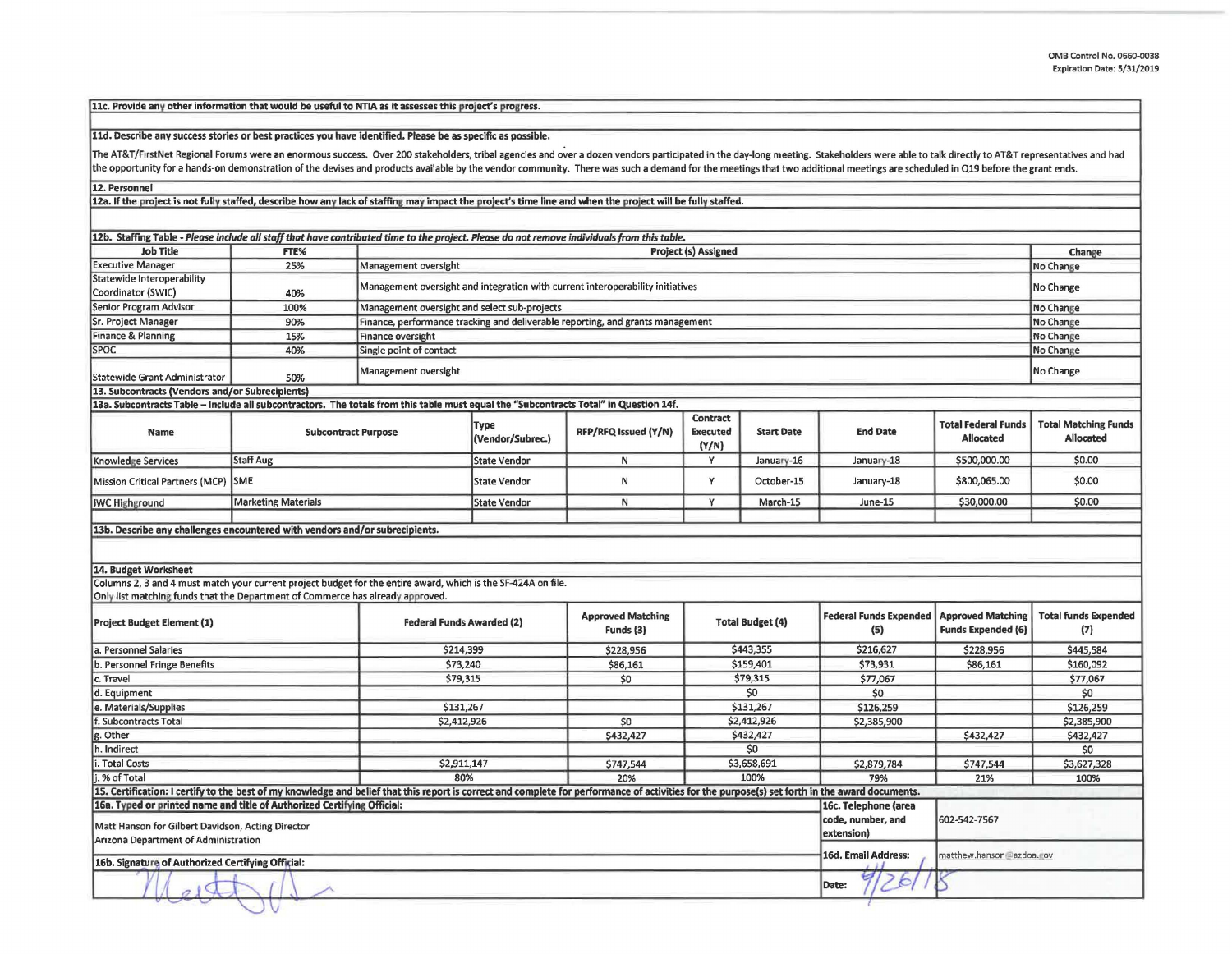OMB Control No. 0660-0038
Expiration Date: 5/31/2019

**11c. Provide any other information that would be useful to NTIA as it assesses this project's progress.**

**11d. Describe any success stories or best practices you have identified. Please be as specific as possible.**

The AT&T/FirstNet Regional Forums were an enormous success. Over 200 stakeholders, tribal agencies and over a dozen vendors participated in the day-long meeting. Stakeholders were able to talk directly to AT&T representatives and had the opportunity for a hands-on demonstration of the devises and products available by the vendor community. There was such a demand for the meetings that two additional meetings are scheduled in Q19 before the grant ends.

**12. Personnel**

**12a. If the project is not fully staffed, describe how any lack of staffing may impact the project's time line and when the project will be fully staffed.**

**12b. Staffing Table** - *Please include all staff that have contributed time to the project. Please do not remove individuals from this table.*

| Job Title | FTE% | Project (s) Assigned | Change |
|---|---|---|---|
| Executive Manager | 25% | Management oversight | No Change |
| Statewide Interoperability Coordinator (SWIC) | 40% | Management oversight and integration with current interoperability initiatives | No Change |
| Senior Program Advisor | 100% | Management oversight and select sub-projects | No Change |
| Sr. Project Manager | 90% | Finance, performance tracking and deliverable reporting, and grants management | No Change |
| Finance & Planning | 15% | Finance oversight | No Change |
| SPOC | 40% | Single point of contact | No Change |
| Statewide Grant Administrator | 50% | Management oversight | No Change |

**13. Subcontracts (Vendors and/or Subrecipients)**

**13a. Subcontracts Table – Include all subcontractors. The totals from this table must equal the "Subcontracts Total" in Question 14f.**

| Name | Subcontract Purpose | Type (Vendor/Subrec.) | RFP/RFQ Issued (Y/N) | Contract Executed (Y/N) | Start Date | End Date | Total Federal Funds Allocated | Total Matching Funds Allocated |
|---|---|---|---|---|---|---|---|---|
| Knowledge Services | Staff Aug | State Vendor | N | Y | January-16 | January-18 | $500,000.00 | $0.00 |
| Mission Critical Partners (MCP) | SME | State Vendor | N | Y | October-15 | January-18 | $800,065.00 | $0.00 |
| IWC Highground | Marketing Materials | State Vendor | N | Y | March-15 | June-15 | $30,000.00 | $0.00 |
| | | | | | | | | |

**13b. Describe any challenges encountered with vendors and/or subrecipients.**

**14. Budget Worksheet**

Columns 2, 3 and 4 must match your current project budget for the entire award, which is the SF-424A on file.
Only list matching funds that the Department of Commerce has already approved.

| Project Budget Element (1) | Federal Funds Awarded (2) | Approved Matching Funds (3) | Total Budget (4) | Federal Funds Expended (5) | Approved Matching Funds Expended (6) | Total funds Expended (7) |
|---|---|---|---|---|---|---|
| a. Personnel Salaries | $214,399 | $228,956 | $443,355 | $216,627 | $228,956 | $445,584 |
| b. Personnel Fringe Benefits | $73,240 | $86,161 | $159,401 | $73,931 | $86,161 | $160,092 |
| c. Travel | $79,315 | $0 | $79,315 | $77,067 | | $77,067 |
| d. Equipment | | | $0 | $0 | | $0 |
| e. Materials/Supplies | $131,267 | | $131,267 | $126,259 | | $126,259 |
| f. Subcontracts Total | $2,412,926 | $0 | $2,412,926 | $2,385,900 | | $2,385,900 |
| g. Other | | $432,427 | $432,427 | | $432,427 | $432,427 |
| h. Indirect | | | $0 | | | $0 |
| i. Total Costs | $2,911,147 | $747,544 | $3,658,691 | $2,879,784 | $747,544 | $3,627,328 |
| j. % of Total | 80% | 20% | 100% | 79% | 21% | 100% |

**15. Certification: I certify to the best of my knowledge and belief that this report is correct and complete for performance of activities for the purpose(s) set forth in the award documents.**

**16a. Typed or printed name and title of Authorized Certifying Official:**

Matt Hanson for Gilbert Davidson, Acting Director
Arizona Department of Administration

**16b. Signature of Authorized Certifying Official:**

**16c. Telephone (area code, number, and extension)** 602-542-7567

**16d. Email Address:** matthew.hanson@azdoa.gov

**Date:** 4/26/18